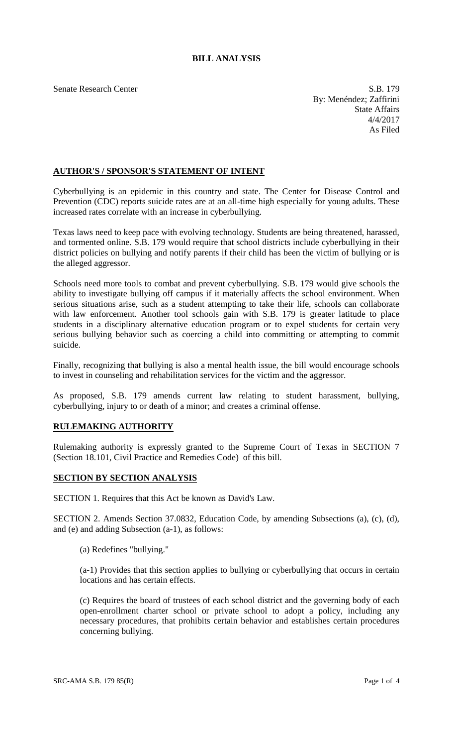# BILL ANALYSIS

Senate Research Center

S.B. 179
By: Menéndez; Zaffirini
State Affairs
4/4/2017
As Filed

## AUTHOR'S / SPONSOR'S STATEMENT OF INTENT

Cyberbullying is an epidemic in this country and state. The Center for Disease Control and Prevention (CDC) reports suicide rates are at an all-time high especially for young adults. These increased rates correlate with an increase in cyberbullying.

Texas laws need to keep pace with evolving technology. Students are being threatened, harassed, and tormented online. S.B. 179 would require that school districts include cyberbullying in their district policies on bullying and notify parents if their child has been the victim of bullying or is the alleged aggressor.

Schools need more tools to combat and prevent cyberbullying. S.B. 179 would give schools the ability to investigate bullying off campus if it materially affects the school environment. When serious situations arise, such as a student attempting to take their life, schools can collaborate with law enforcement. Another tool schools gain with S.B. 179 is greater latitude to place students in a disciplinary alternative education program or to expel students for certain very serious bullying behavior such as coercing a child into committing or attempting to commit suicide.

Finally, recognizing that bullying is also a mental health issue, the bill would encourage schools to invest in counseling and rehabilitation services for the victim and the aggressor.

As proposed, S.B. 179 amends current law relating to student harassment, bullying, cyberbullying, injury to or death of a minor; and creates a criminal offense.

## RULEMAKING AUTHORITY

Rulemaking authority is expressly granted to the Supreme Court of Texas in SECTION 7 (Section 18.101, Civil Practice and Remedies Code) of this bill.

## SECTION BY SECTION ANALYSIS

SECTION 1. Requires that this Act be known as David's Law.

SECTION 2. Amends Section 37.0832, Education Code, by amending Subsections (a), (c), (d), and (e) and adding Subsection (a-1), as follows:

(a) Redefines "bullying."

(a-1) Provides that this section applies to bullying or cyberbullying that occurs in certain locations and has certain effects.

(c) Requires the board of trustees of each school district and the governing body of each open-enrollment charter school or private school to adopt a policy, including any necessary procedures, that prohibits certain behavior and establishes certain procedures concerning bullying.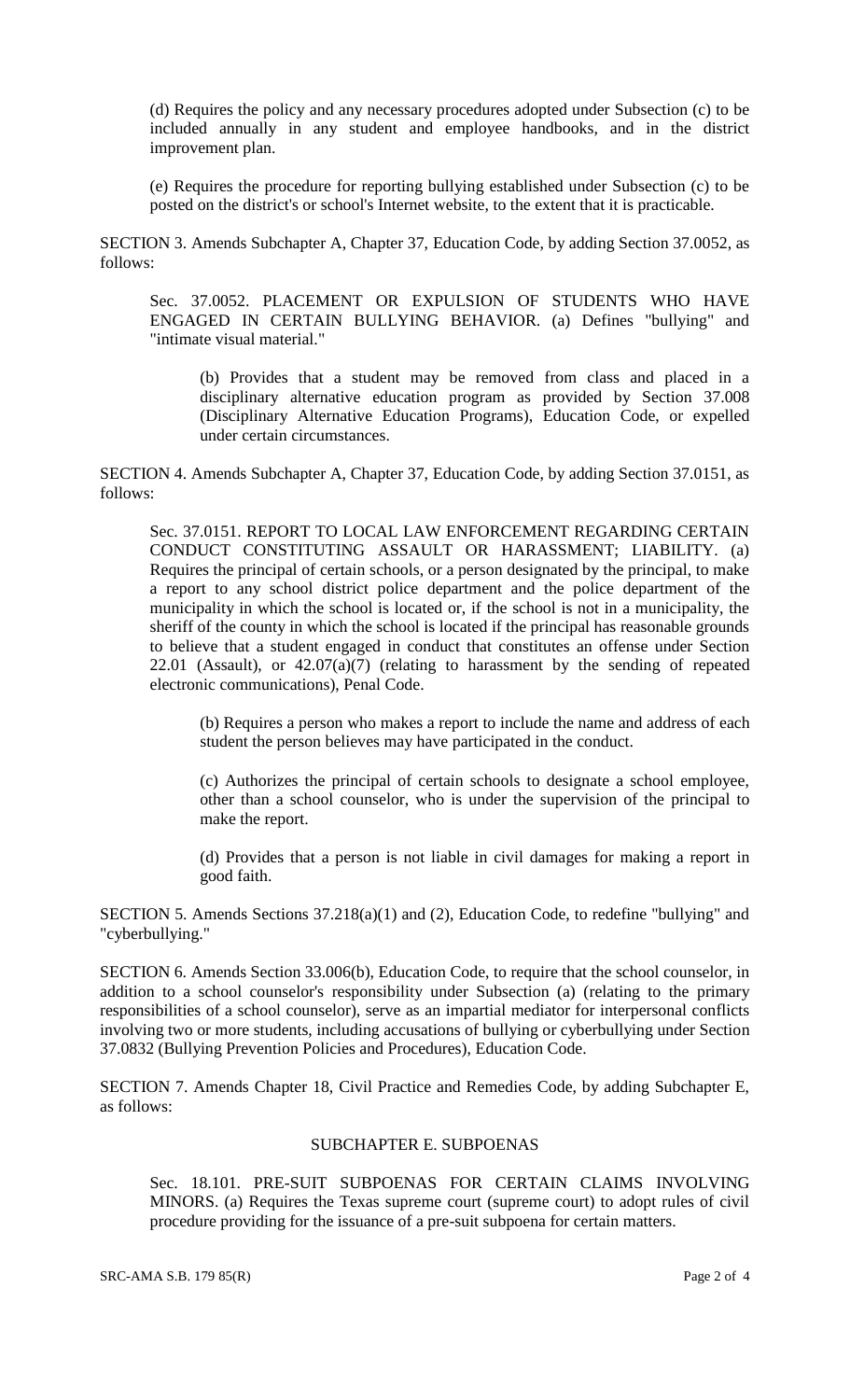(d) Requires the policy and any necessary procedures adopted under Subsection (c) to be included annually in any student and employee handbooks, and in the district improvement plan.

(e) Requires the procedure for reporting bullying established under Subsection (c) to be posted on the district's or school's Internet website, to the extent that it is practicable.

SECTION 3. Amends Subchapter A, Chapter 37, Education Code, by adding Section 37.0052, as follows:

Sec. 37.0052. PLACEMENT OR EXPULSION OF STUDENTS WHO HAVE ENGAGED IN CERTAIN BULLYING BEHAVIOR. (a) Defines "bullying" and "intimate visual material."

(b) Provides that a student may be removed from class and placed in a disciplinary alternative education program as provided by Section 37.008 (Disciplinary Alternative Education Programs), Education Code, or expelled under certain circumstances.

SECTION 4. Amends Subchapter A, Chapter 37, Education Code, by adding Section 37.0151, as follows:

Sec. 37.0151. REPORT TO LOCAL LAW ENFORCEMENT REGARDING CERTAIN CONDUCT CONSTITUTING ASSAULT OR HARASSMENT; LIABILITY. (a) Requires the principal of certain schools, or a person designated by the principal, to make a report to any school district police department and the police department of the municipality in which the school is located or, if the school is not in a municipality, the sheriff of the county in which the school is located if the principal has reasonable grounds to believe that a student engaged in conduct that constitutes an offense under Section 22.01 (Assault), or 42.07(a)(7) (relating to harassment by the sending of repeated electronic communications), Penal Code.

(b) Requires a person who makes a report to include the name and address of each student the person believes may have participated in the conduct.

(c) Authorizes the principal of certain schools to designate a school employee, other than a school counselor, who is under the supervision of the principal to make the report.

(d) Provides that a person is not liable in civil damages for making a report in good faith.

SECTION 5. Amends Sections 37.218(a)(1) and (2), Education Code, to redefine "bullying" and "cyberbullying."

SECTION 6. Amends Section 33.006(b), Education Code, to require that the school counselor, in addition to a school counselor's responsibility under Subsection (a) (relating to the primary responsibilities of a school counselor), serve as an impartial mediator for interpersonal conflicts involving two or more students, including accusations of bullying or cyberbullying under Section 37.0832 (Bullying Prevention Policies and Procedures), Education Code.

SECTION 7. Amends Chapter 18, Civil Practice and Remedies Code, by adding Subchapter E, as follows:

SUBCHAPTER E. SUBPOENAS

Sec. 18.101. PRE-SUIT SUBPOENAS FOR CERTAIN CLAIMS INVOLVING MINORS. (a) Requires the Texas supreme court (supreme court) to adopt rules of civil procedure providing for the issuance of a pre-suit subpoena for certain matters.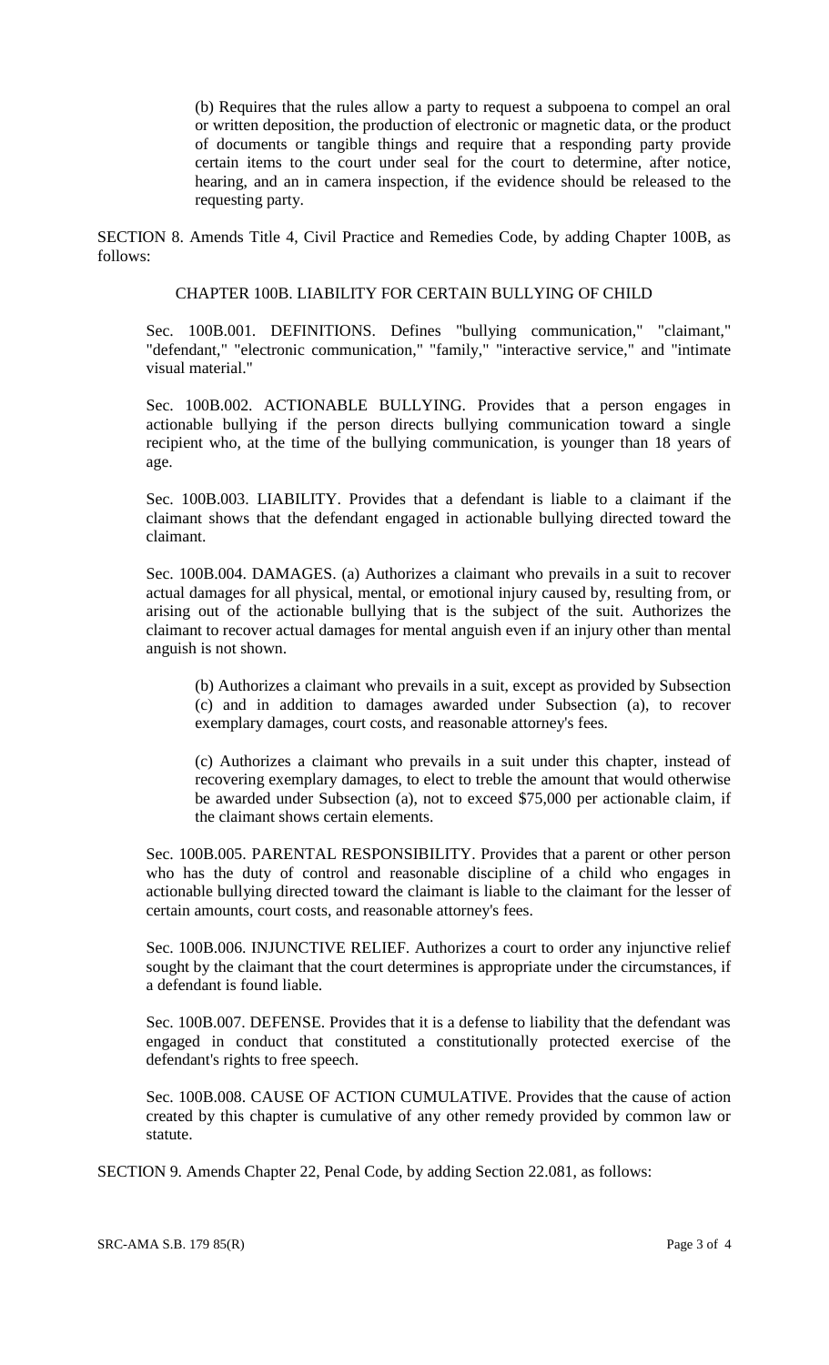(b) Requires that the rules allow a party to request a subpoena to compel an oral or written deposition, the production of electronic or magnetic data, or the product of documents or tangible things and require that a responding party provide certain items to the court under seal for the court to determine, after notice, hearing, and an in camera inspection, if the evidence should be released to the requesting party.

SECTION 8. Amends Title 4, Civil Practice and Remedies Code, by adding Chapter 100B, as follows:

CHAPTER 100B. LIABILITY FOR CERTAIN BULLYING OF CHILD

Sec. 100B.001. DEFINITIONS. Defines "bullying communication," "claimant," "defendant," "electronic communication," "family," "interactive service," and "intimate visual material."

Sec. 100B.002. ACTIONABLE BULLYING. Provides that a person engages in actionable bullying if the person directs bullying communication toward a single recipient who, at the time of the bullying communication, is younger than 18 years of age.

Sec. 100B.003. LIABILITY. Provides that a defendant is liable to a claimant if the claimant shows that the defendant engaged in actionable bullying directed toward the claimant.

Sec. 100B.004. DAMAGES. (a) Authorizes a claimant who prevails in a suit to recover actual damages for all physical, mental, or emotional injury caused by, resulting from, or arising out of the actionable bullying that is the subject of the suit. Authorizes the claimant to recover actual damages for mental anguish even if an injury other than mental anguish is not shown.

(b) Authorizes a claimant who prevails in a suit, except as provided by Subsection (c) and in addition to damages awarded under Subsection (a), to recover exemplary damages, court costs, and reasonable attorney's fees.

(c) Authorizes a claimant who prevails in a suit under this chapter, instead of recovering exemplary damages, to elect to treble the amount that would otherwise be awarded under Subsection (a), not to exceed $75,000 per actionable claim, if the claimant shows certain elements.

Sec. 100B.005. PARENTAL RESPONSIBILITY. Provides that a parent or other person who has the duty of control and reasonable discipline of a child who engages in actionable bullying directed toward the claimant is liable to the claimant for the lesser of certain amounts, court costs, and reasonable attorney's fees.

Sec. 100B.006. INJUNCTIVE RELIEF. Authorizes a court to order any injunctive relief sought by the claimant that the court determines is appropriate under the circumstances, if a defendant is found liable.

Sec. 100B.007. DEFENSE. Provides that it is a defense to liability that the defendant was engaged in conduct that constituted a constitutionally protected exercise of the defendant's rights to free speech.

Sec. 100B.008. CAUSE OF ACTION CUMULATIVE. Provides that the cause of action created by this chapter is cumulative of any other remedy provided by common law or statute.

SECTION 9. Amends Chapter 22, Penal Code, by adding Section 22.081, as follows: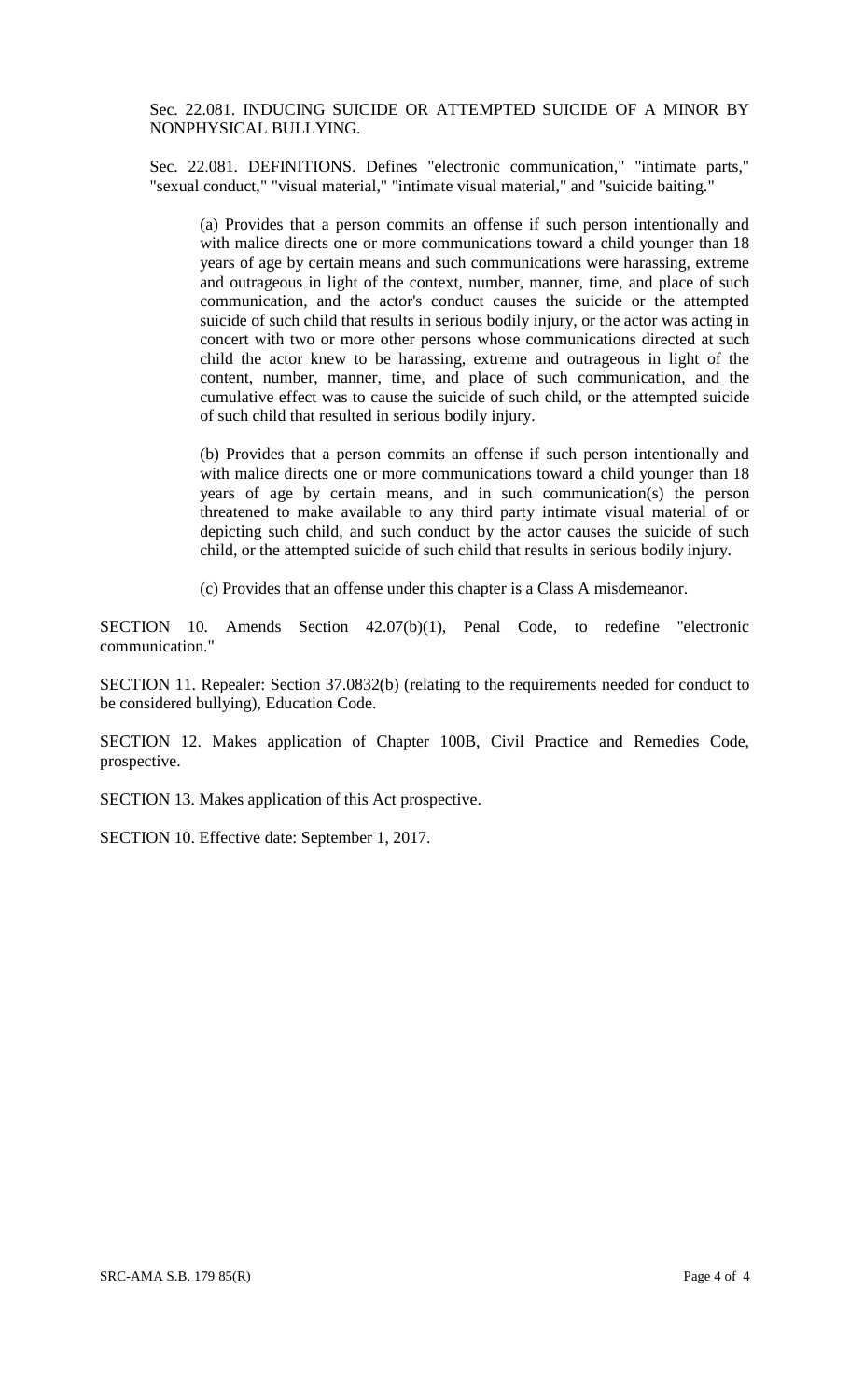Sec. 22.081. INDUCING SUICIDE OR ATTEMPTED SUICIDE OF A MINOR BY NONPHYSICAL BULLYING.

Sec. 22.081. DEFINITIONS. Defines "electronic communication," "intimate parts," "sexual conduct," "visual material," "intimate visual material," and "suicide baiting."

> (a) Provides that a person commits an offense if such person intentionally and with malice directs one or more communications toward a child younger than 18 years of age by certain means and such communications were harassing, extreme and outrageous in light of the context, number, manner, time, and place of such communication, and the actor's conduct causes the suicide or the attempted suicide of such child that results in serious bodily injury, or the actor was acting in concert with two or more other persons whose communications directed at such child the actor knew to be harassing, extreme and outrageous in light of the content, number, manner, time, and place of such communication, and the cumulative effect was to cause the suicide of such child, or the attempted suicide of such child that resulted in serious bodily injury.
>
> (b) Provides that a person commits an offense if such person intentionally and with malice directs one or more communications toward a child younger than 18 years of age by certain means, and in such communication(s) the person threatened to make available to any third party intimate visual material of or depicting such child, and such conduct by the actor causes the suicide of such child, or the attempted suicide of such child that results in serious bodily injury.
>
> (c) Provides that an offense under this chapter is a Class A misdemeanor.

SECTION 10. Amends Section 42.07(b)(1), Penal Code, to redefine "electronic communication."

SECTION 11. Repealer: Section 37.0832(b) (relating to the requirements needed for conduct to be considered bullying), Education Code.

SECTION 12. Makes application of Chapter 100B, Civil Practice and Remedies Code, prospective.

SECTION 13. Makes application of this Act prospective.

SECTION 10. Effective date: September 1, 2017.

SRC-AMA S.B. 179 85(R)